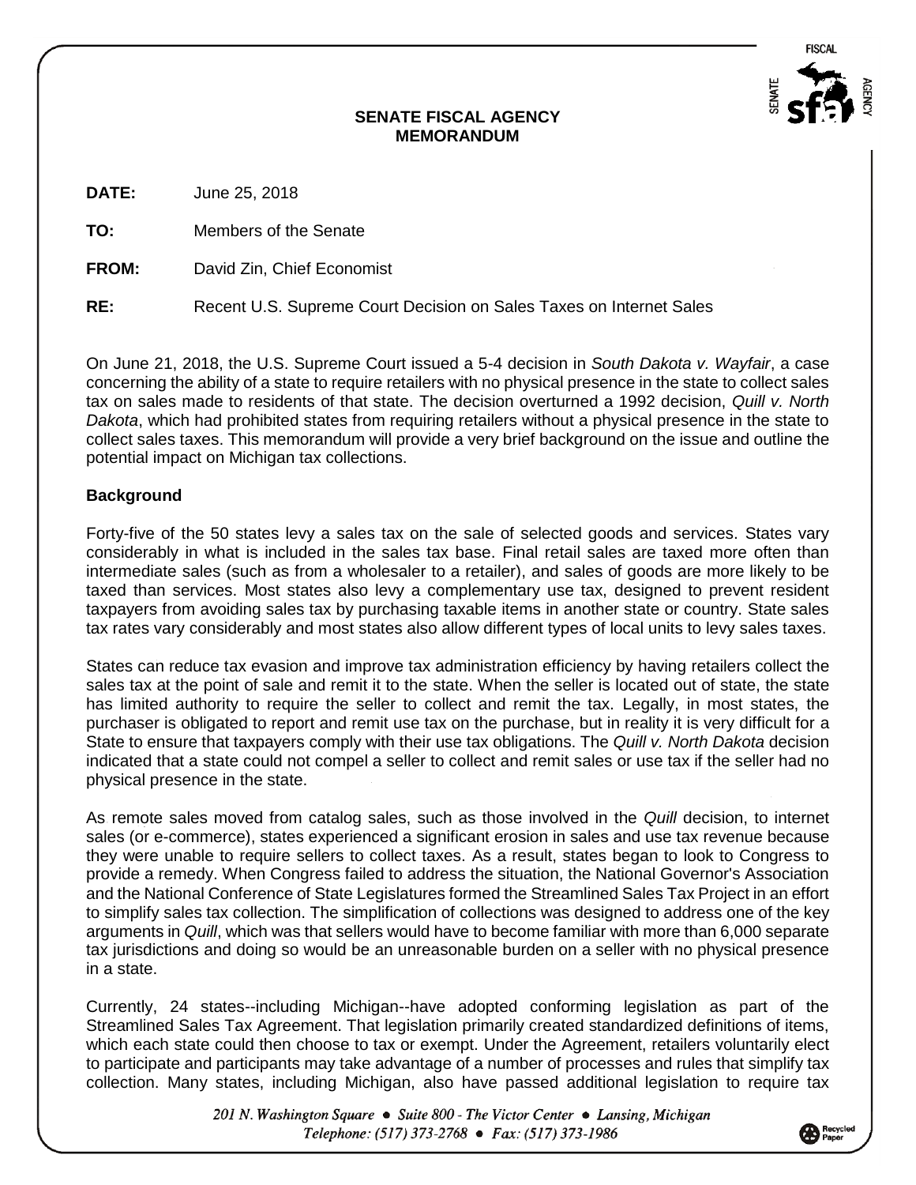**SENATE FISCAL AGENCY**
**MEMORANDUM**

**DATE:** June 25, 2018

**TO:** Members of the Senate

**FROM:** David Zin, Chief Economist

**RE:** Recent U.S. Supreme Court Decision on Sales Taxes on Internet Sales

On June 21, 2018, the U.S. Supreme Court issued a 5-4 decision in *South Dakota v. Wayfair*, a case concerning the ability of a state to require retailers with no physical presence in the state to collect sales tax on sales made to residents of that state. The decision overturned a 1992 decision, *Quill v. North Dakota*, which had prohibited states from requiring retailers without a physical presence in the state to collect sales taxes. This memorandum will provide a very brief background on the issue and outline the potential impact on Michigan tax collections.

## Background

Forty-five of the 50 states levy a sales tax on the sale of selected goods and services. States vary considerably in what is included in the sales tax base. Final retail sales are taxed more often than intermediate sales (such as from a wholesaler to a retailer), and sales of goods are more likely to be taxed than services. Most states also levy a complementary use tax, designed to prevent resident taxpayers from avoiding sales tax by purchasing taxable items in another state or country. State sales tax rates vary considerably and most states also allow different types of local units to levy sales taxes.

States can reduce tax evasion and improve tax administration efficiency by having retailers collect the sales tax at the point of sale and remit it to the state. When the seller is located out of state, the state has limited authority to require the seller to collect and remit the tax. Legally, in most states, the purchaser is obligated to report and remit use tax on the purchase, but in reality it is very difficult for a State to ensure that taxpayers comply with their use tax obligations. The *Quill v. North Dakota* decision indicated that a state could not compel a seller to collect and remit sales or use tax if the seller had no physical presence in the state.

As remote sales moved from catalog sales, such as those involved in the *Quill* decision, to internet sales (or e-commerce), states experienced a significant erosion in sales and use tax revenue because they were unable to require sellers to collect taxes. As a result, states began to look to Congress to provide a remedy. When Congress failed to address the situation, the National Governor's Association and the National Conference of State Legislatures formed the Streamlined Sales Tax Project in an effort to simplify sales tax collection. The simplification of collections was designed to address one of the key arguments in *Quill*, which was that sellers would have to become familiar with more than 6,000 separate tax jurisdictions and doing so would be an unreasonable burden on a seller with no physical presence in a state.

Currently, 24 states--including Michigan--have adopted conforming legislation as part of the Streamlined Sales Tax Agreement. That legislation primarily created standardized definitions of items, which each state could then choose to tax or exempt. Under the Agreement, retailers voluntarily elect to participate and participants may take advantage of a number of processes and rules that simplify tax collection. Many states, including Michigan, also have passed additional legislation to require tax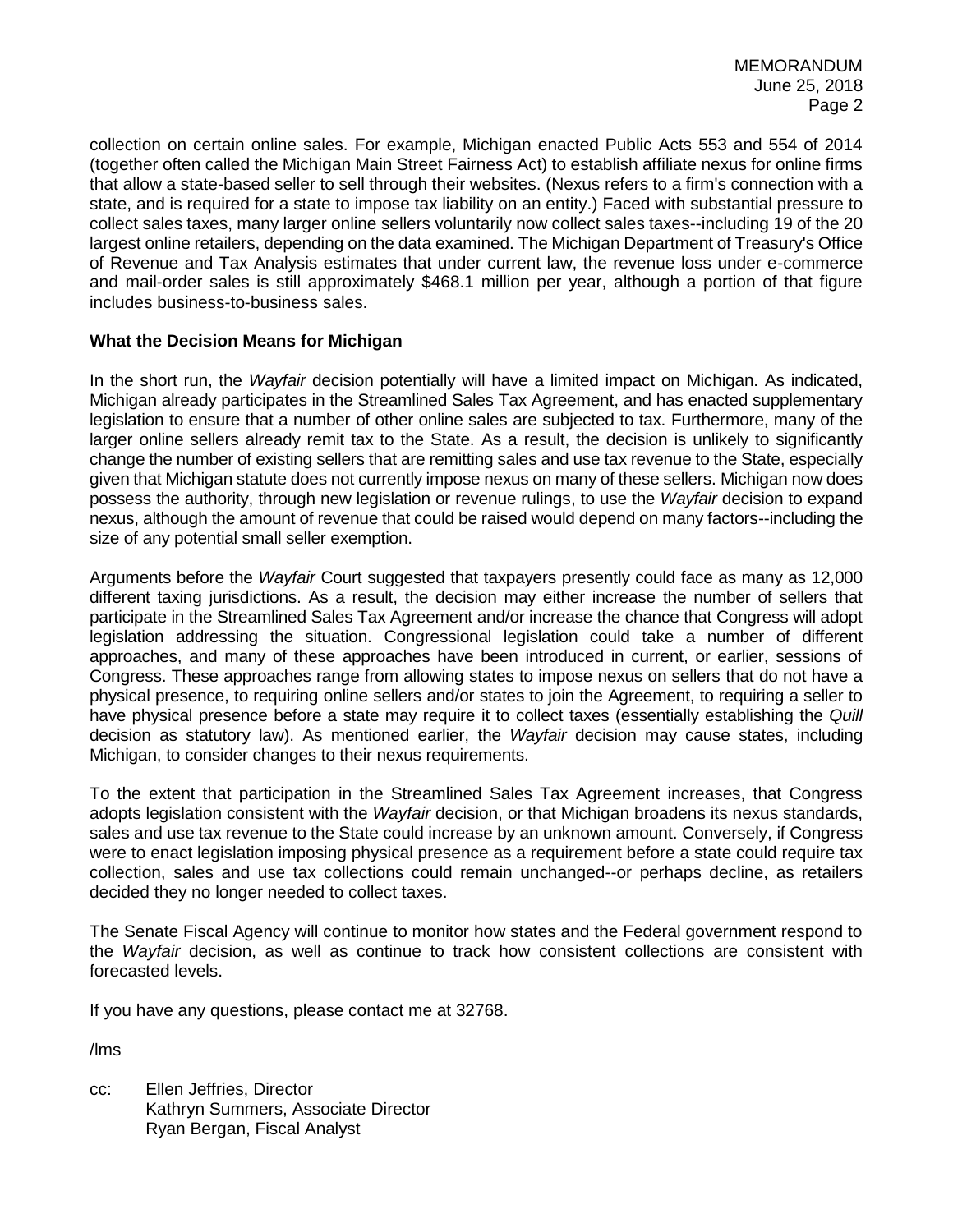collection on certain online sales. For example, Michigan enacted Public Acts 553 and 554 of 2014 (together often called the Michigan Main Street Fairness Act) to establish affiliate nexus for online firms that allow a state-based seller to sell through their websites. (Nexus refers to a firm's connection with a state, and is required for a state to impose tax liability on an entity.) Faced with substantial pressure to collect sales taxes, many larger online sellers voluntarily now collect sales taxes--including 19 of the 20 largest online retailers, depending on the data examined. The Michigan Department of Treasury's Office of Revenue and Tax Analysis estimates that under current law, the revenue loss under e-commerce and mail-order sales is still approximately $468.1 million per year, although a portion of that figure includes business-to-business sales.

**What the Decision Means for Michigan**

In the short run, the *Wayfair* decision potentially will have a limited impact on Michigan. As indicated, Michigan already participates in the Streamlined Sales Tax Agreement, and has enacted supplementary legislation to ensure that a number of other online sales are subjected to tax. Furthermore, many of the larger online sellers already remit tax to the State. As a result, the decision is unlikely to significantly change the number of existing sellers that are remitting sales and use tax revenue to the State, especially given that Michigan statute does not currently impose nexus on many of these sellers. Michigan now does possess the authority, through new legislation or revenue rulings, to use the *Wayfair* decision to expand nexus, although the amount of revenue that could be raised would depend on many factors--including the size of any potential small seller exemption.

Arguments before the *Wayfair* Court suggested that taxpayers presently could face as many as 12,000 different taxing jurisdictions. As a result, the decision may either increase the number of sellers that participate in the Streamlined Sales Tax Agreement and/or increase the chance that Congress will adopt legislation addressing the situation. Congressional legislation could take a number of different approaches, and many of these approaches have been introduced in current, or earlier, sessions of Congress. These approaches range from allowing states to impose nexus on sellers that do not have a physical presence, to requiring online sellers and/or states to join the Agreement, to requiring a seller to have physical presence before a state may require it to collect taxes (essentially establishing the *Quill* decision as statutory law). As mentioned earlier, the *Wayfair* decision may cause states, including Michigan, to consider changes to their nexus requirements.

To the extent that participation in the Streamlined Sales Tax Agreement increases, that Congress adopts legislation consistent with the *Wayfair* decision, or that Michigan broadens its nexus standards, sales and use tax revenue to the State could increase by an unknown amount. Conversely, if Congress were to enact legislation imposing physical presence as a requirement before a state could require tax collection, sales and use tax collections could remain unchanged--or perhaps decline, as retailers decided they no longer needed to collect taxes.

The Senate Fiscal Agency will continue to monitor how states and the Federal government respond to the *Wayfair* decision, as well as continue to track how consistent collections are consistent with forecasted levels.

If you have any questions, please contact me at 32768.

/lms

cc: Ellen Jeffries, Director
Kathryn Summers, Associate Director
Ryan Bergan, Fiscal Analyst